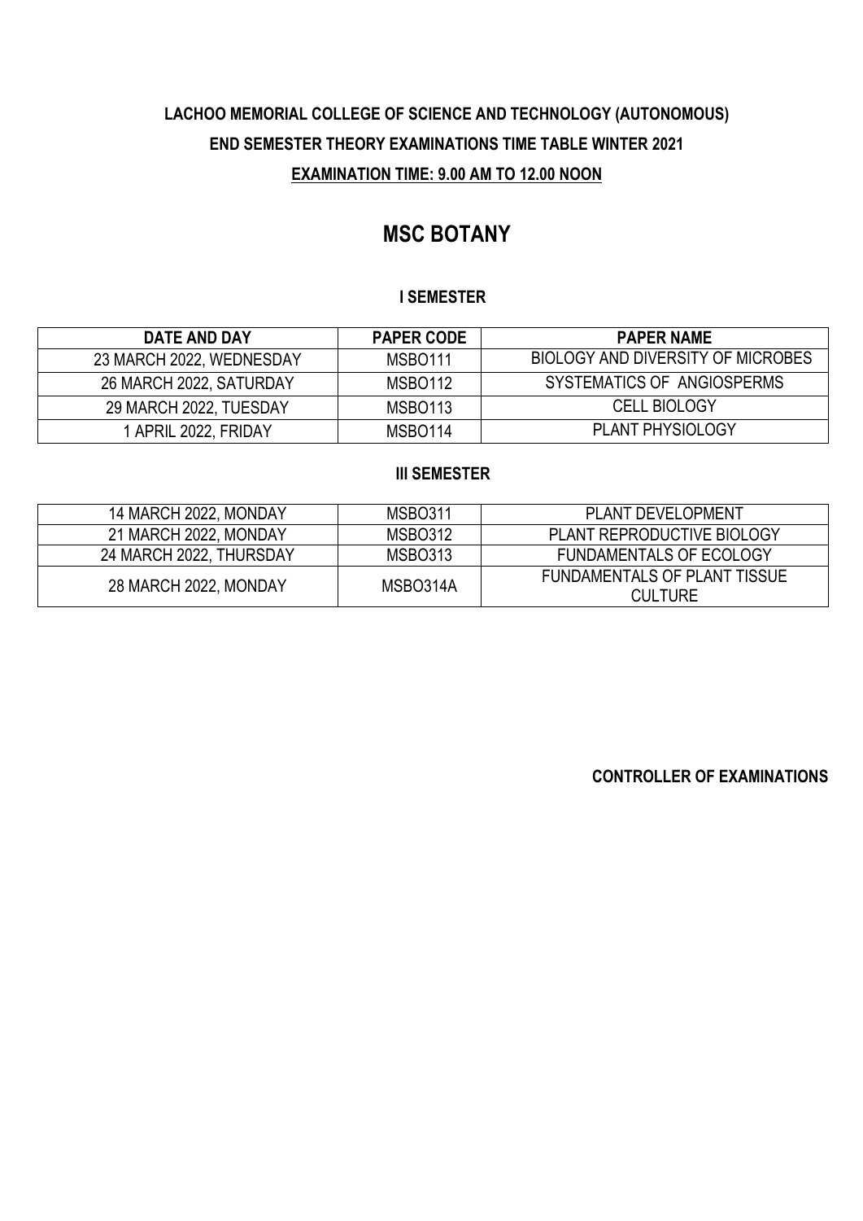**LACHOO MEMORIAL COLLEGE OF SCIENCE AND TECHNOLOGY (AUTONOMOUS)**

**END SEMESTER THEORY EXAMINATIONS TIME TABLE WINTER 2021**

**EXAMINATION TIME: 9.00 AM TO 12.00 NOON**

# MSC BOTANY

### I SEMESTER

| DATE AND DAY | PAPER CODE | PAPER NAME |
|---|---|---|
| 23 MARCH 2022, WEDNESDAY | MSBO111 | BIOLOGY AND DIVERSITY OF MICROBES |
| 26 MARCH 2022, SATURDAY | MSBO112 | SYSTEMATICS OF ANGIOSPERMS |
| 29 MARCH 2022, TUESDAY | MSBO113 | CELL BIOLOGY |
| 1 APRIL 2022, FRIDAY | MSBO114 | PLANT PHYSIOLOGY |

### III SEMESTER

| DATE AND DAY | PAPER CODE | PAPER NAME |
|---|---|---|
| 14 MARCH 2022, MONDAY | MSBO311 | PLANT DEVELOPMENT |
| 21 MARCH 2022, MONDAY | MSBO312 | PLANT REPRODUCTIVE BIOLOGY |
| 24 MARCH 2022, THURSDAY | MSBO313 | FUNDAMENTALS OF ECOLOGY |
| 28 MARCH 2022, MONDAY | MSBO314A | FUNDAMENTALS OF PLANT TISSUE CULTURE |

**CONTROLLER OF EXAMINATIONS**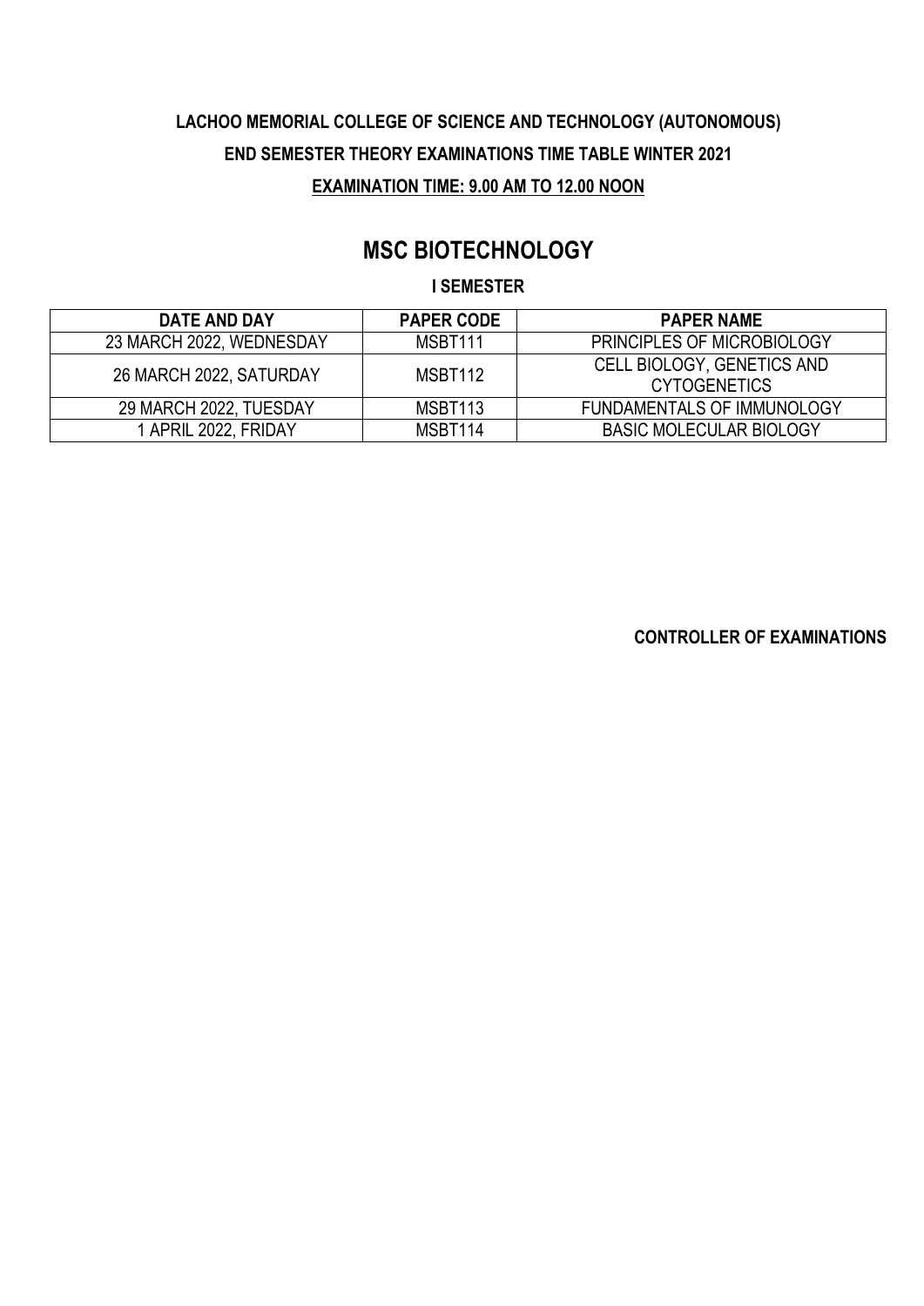**LACHOO MEMORIAL COLLEGE OF SCIENCE AND TECHNOLOGY (AUTONOMOUS)**

**END SEMESTER THEORY EXAMINATIONS TIME TABLE WINTER 2021**

**EXAMINATION TIME: 9.00 AM TO 12.00 NOON**

# MSC BIOTECHNOLOGY

**I SEMESTER**

| DATE AND DAY | PAPER CODE | PAPER NAME |
|---|---|---|
| 23 MARCH 2022, WEDNESDAY | MSBT111 | PRINCIPLES OF MICROBIOLOGY |
| 26 MARCH 2022, SATURDAY | MSBT112 | CELL BIOLOGY, GENETICS AND CYTOGENETICS |
| 29 MARCH 2022, TUESDAY | MSBT113 | FUNDAMENTALS OF IMMUNOLOGY |
| 1 APRIL 2022, FRIDAY | MSBT114 | BASIC MOLECULAR BIOLOGY |

**CONTROLLER OF EXAMINATIONS**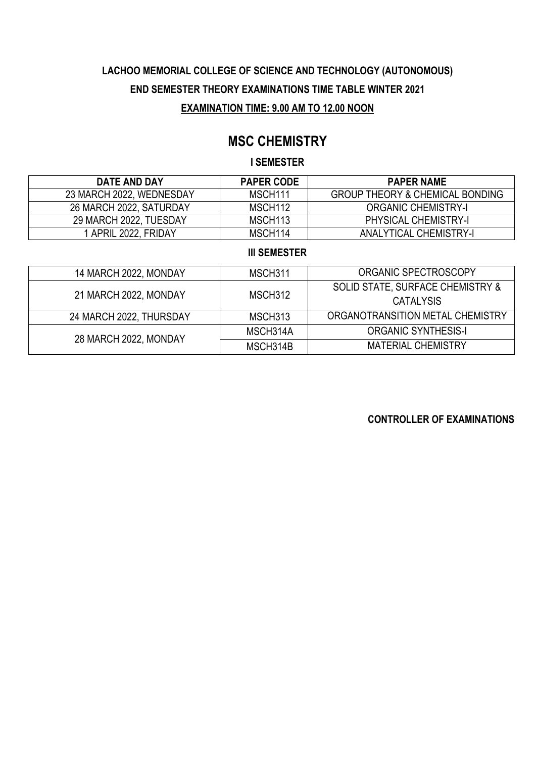**LACHOO MEMORIAL COLLEGE OF SCIENCE AND TECHNOLOGY (AUTONOMOUS)**

**END SEMESTER THEORY EXAMINATIONS TIME TABLE WINTER 2021**

**EXAMINATION TIME: 9.00 AM TO 12.00 NOON**

# MSC CHEMISTRY

### I SEMESTER

| DATE AND DAY | PAPER CODE | PAPER NAME |
|---|---|---|
| 23 MARCH 2022, WEDNESDAY | MSCH111 | GROUP THEORY & CHEMICAL BONDING |
| 26 MARCH 2022, SATURDAY | MSCH112 | ORGANIC CHEMISTRY-I |
| 29 MARCH 2022, TUESDAY | MSCH113 | PHYSICAL CHEMISTRY-I |
| 1 APRIL 2022, FRIDAY | MSCH114 | ANALYTICAL CHEMISTRY-I |

### III SEMESTER

| DATE AND DAY | PAPER CODE | PAPER NAME |
|---|---|---|
| 14 MARCH 2022, MONDAY | MSCH311 | ORGANIC SPECTROSCOPY |
| 21 MARCH 2022, MONDAY | MSCH312 | SOLID STATE, SURFACE CHEMISTRY & CATALYSIS |
| 24 MARCH 2022, THURSDAY | MSCH313 | ORGANOTRANSITION METAL CHEMISTRY |
| 28 MARCH 2022, MONDAY | MSCH314A | ORGANIC SYNTHESIS-I |
| | MSCH314B | MATERIAL CHEMISTRY |

**CONTROLLER OF EXAMINATIONS**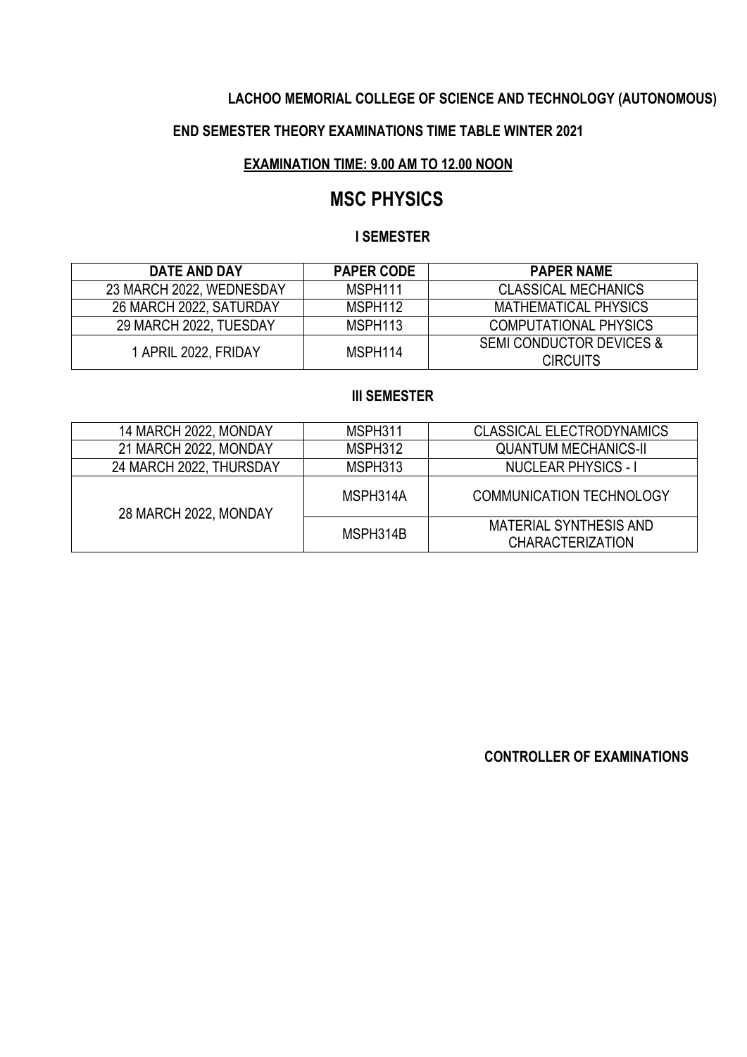**LACHOO MEMORIAL COLLEGE OF SCIENCE AND TECHNOLOGY (AUTONOMOUS)**

**END SEMESTER THEORY EXAMINATIONS TIME TABLE WINTER 2021**

**EXAMINATION TIME: 9.00 AM TO 12.00 NOON**

# MSC PHYSICS

### I SEMESTER

| DATE AND DAY | PAPER CODE | PAPER NAME |
|---|---|---|
| 23 MARCH 2022, WEDNESDAY | MSPH111 | CLASSICAL MECHANICS |
| 26 MARCH 2022, SATURDAY | MSPH112 | MATHEMATICAL PHYSICS |
| 29 MARCH 2022, TUESDAY | MSPH113 | COMPUTATIONAL PHYSICS |
| 1 APRIL 2022, FRIDAY | MSPH114 | SEMI CONDUCTOR DEVICES & CIRCUITS |

### III SEMESTER

| DATE AND DAY | PAPER CODE | PAPER NAME |
|---|---|---|
| 14 MARCH 2022, MONDAY | MSPH311 | CLASSICAL ELECTRODYNAMICS |
| 21 MARCH 2022, MONDAY | MSPH312 | QUANTUM MECHANICS-II |
| 24 MARCH 2022, THURSDAY | MSPH313 | NUCLEAR PHYSICS - I |
| 28 MARCH 2022, MONDAY | MSPH314A | COMMUNICATION TECHNOLOGY |
| | MSPH314B | MATERIAL SYNTHESIS AND CHARACTERIZATION |

**CONTROLLER OF EXAMINATIONS**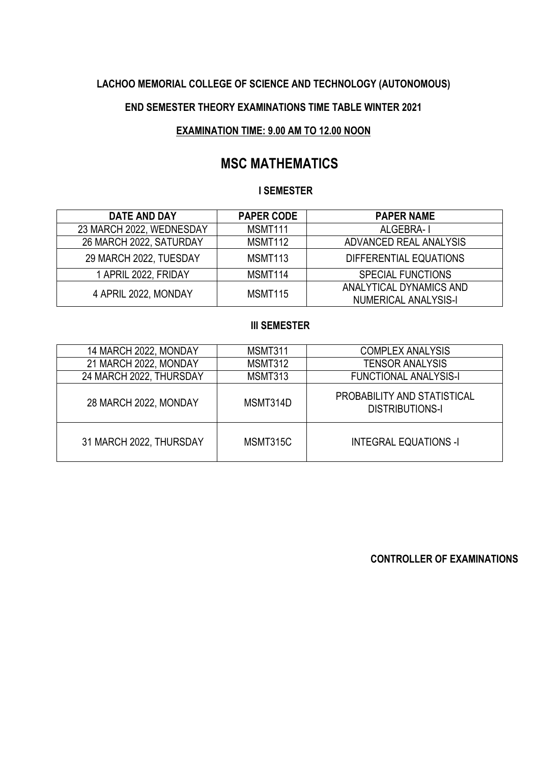**LACHOO MEMORIAL COLLEGE OF SCIENCE AND TECHNOLOGY (AUTONOMOUS)**

**END SEMESTER THEORY EXAMINATIONS TIME TABLE WINTER 2021**

**EXAMINATION TIME: 9.00 AM TO 12.00 NOON**

# MSC MATHEMATICS

### I SEMESTER

| DATE AND DAY | PAPER CODE | PAPER NAME |
|---|---|---|
| 23 MARCH 2022, WEDNESDAY | MSMT111 | ALGEBRA- I |
| 26 MARCH 2022, SATURDAY | MSMT112 | ADVANCED REAL ANALYSIS |
| 29 MARCH 2022, TUESDAY | MSMT113 | DIFFERENTIAL EQUATIONS |
| 1 APRIL 2022, FRIDAY | MSMT114 | SPECIAL FUNCTIONS |
| 4 APRIL 2022, MONDAY | MSMT115 | ANALYTICAL DYNAMICS AND NUMERICAL ANALYSIS-I |

### III SEMESTER

| DATE AND DAY | PAPER CODE | PAPER NAME |
|---|---|---|
| 14 MARCH 2022, MONDAY | MSMT311 | COMPLEX ANALYSIS |
| 21 MARCH 2022, MONDAY | MSMT312 | TENSOR ANALYSIS |
| 24 MARCH 2022, THURSDAY | MSMT313 | FUNCTIONAL ANALYSIS-I |
| 28 MARCH 2022, MONDAY | MSMT314D | PROBABILITY AND STATISTICAL DISTRIBUTIONS-I |
| 31 MARCH 2022, THURSDAY | MSMT315C | INTEGRAL EQUATIONS -I |

**CONTROLLER OF EXAMINATIONS**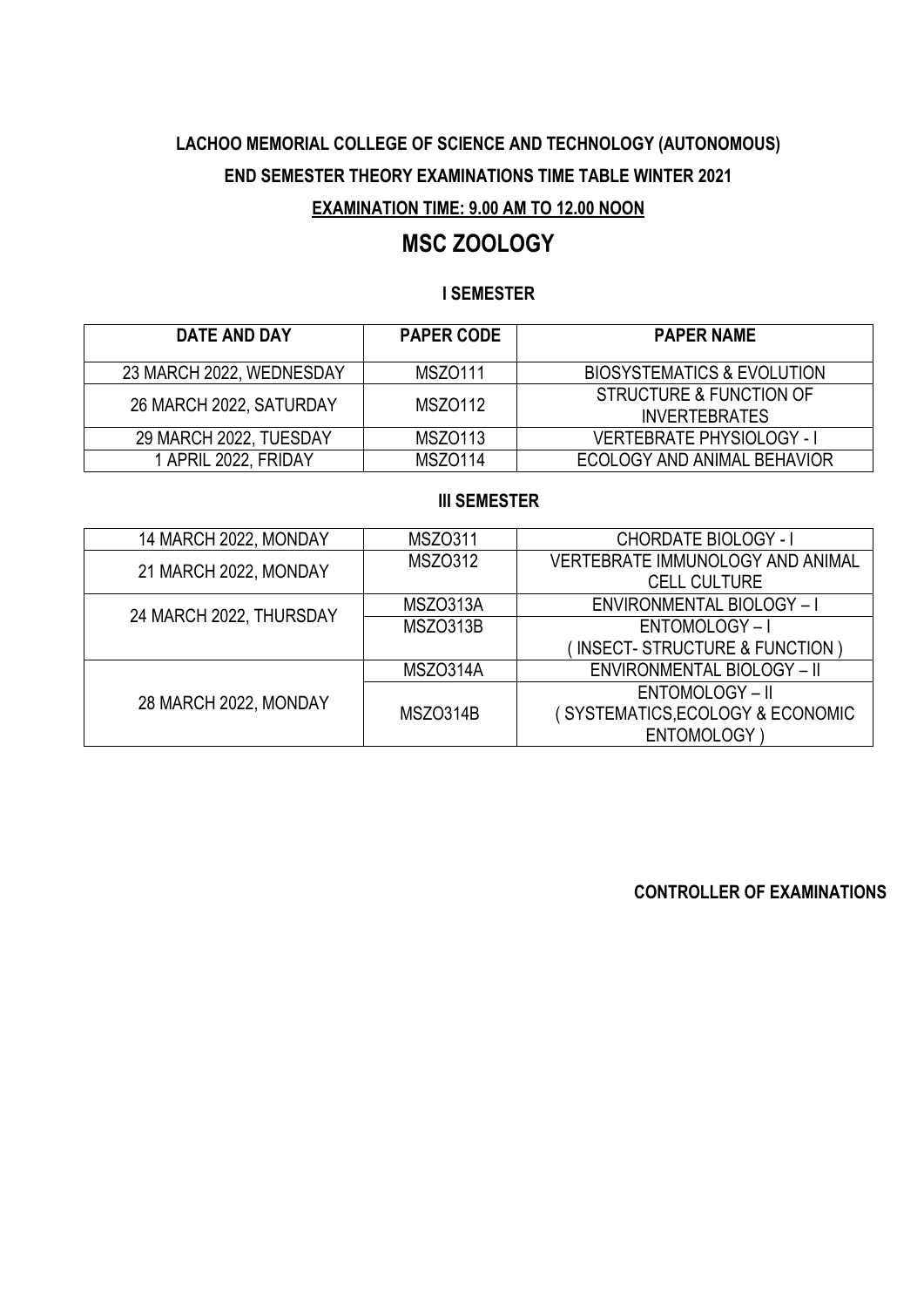**LACHOO MEMORIAL COLLEGE OF SCIENCE AND TECHNOLOGY (AUTONOMOUS)**

**END SEMESTER THEORY EXAMINATIONS TIME TABLE WINTER 2021**

**EXAMINATION TIME: 9.00 AM TO 12.00 NOON**

# MSC ZOOLOGY

## I SEMESTER

| DATE AND DAY | PAPER CODE | PAPER NAME |
|---|---|---|
| 23 MARCH 2022, WEDNESDAY | MSZO111 | BIOSYSTEMATICS & EVOLUTION |
| 26 MARCH 2022, SATURDAY | MSZO112 | STRUCTURE & FUNCTION OF INVERTEBRATES |
| 29 MARCH 2022, TUESDAY | MSZO113 | VERTEBRATE PHYSIOLOGY - I |
| 1 APRIL 2022, FRIDAY | MSZO114 | ECOLOGY AND ANIMAL BEHAVIOR |

## III SEMESTER

| | | |
|---|---|---|
| 14 MARCH 2022, MONDAY | MSZO311 | CHORDATE BIOLOGY - I |
| 21 MARCH 2022, MONDAY | MSZO312 | VERTEBRATE IMMUNOLOGY AND ANIMAL CELL CULTURE |
| 24 MARCH 2022, THURSDAY | MSZO313A | ENVIRONMENTAL BIOLOGY – I |
| | MSZO313B | ENTOMOLOGY – I ( INSECT- STRUCTURE & FUNCTION ) |
| 28 MARCH 2022, MONDAY | MSZO314A | ENVIRONMENTAL BIOLOGY – II |
| | MSZO314B | ENTOMOLOGY – II ( SYSTEMATICS,ECOLOGY & ECONOMIC ENTOMOLOGY ) |

**CONTROLLER OF EXAMINATIONS**